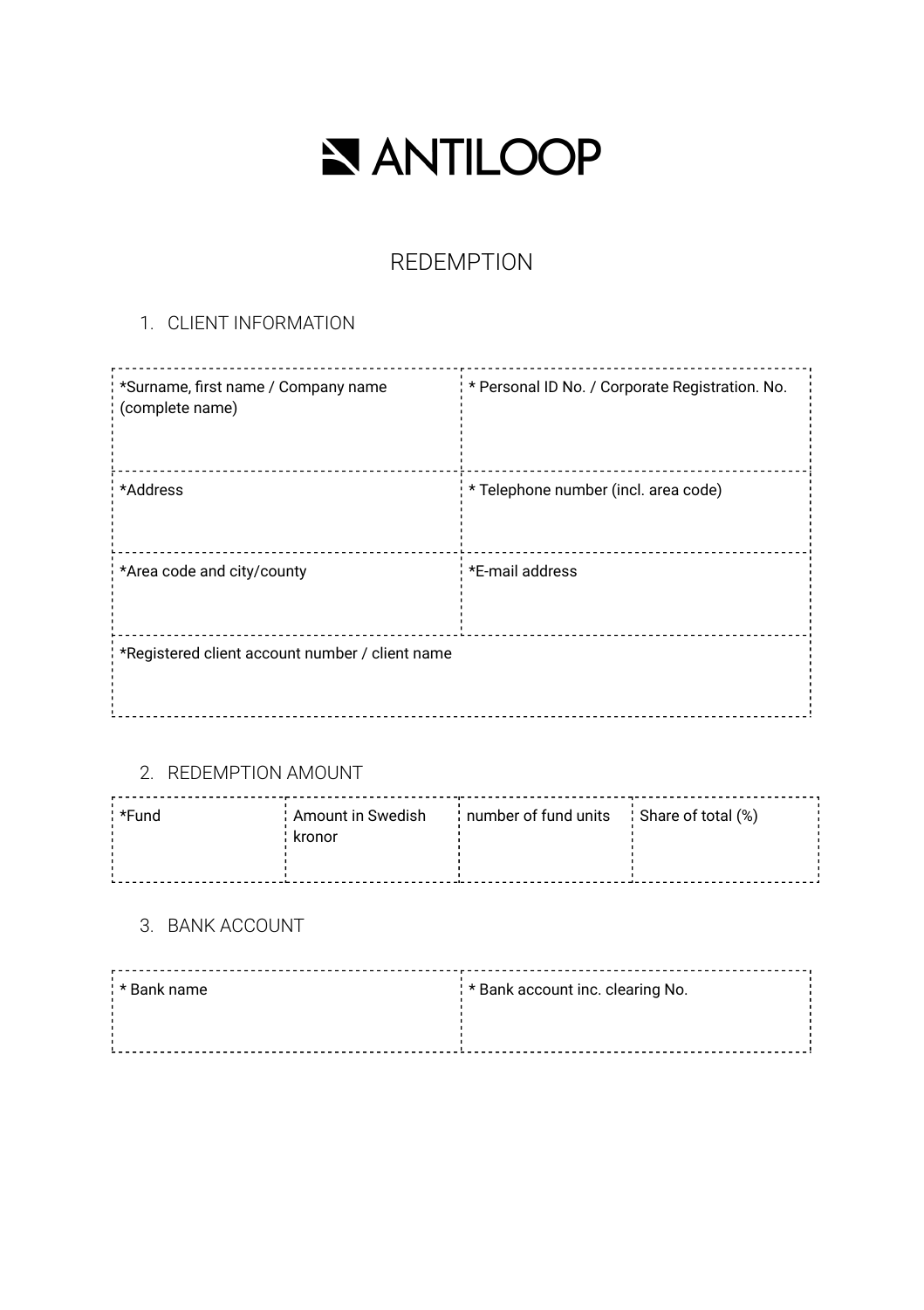# ANTILOOP

## REDEMPTION

1. CLIENT INFORMATION

| *Surname, first name / Company name (complete name) | * Personal ID No. / Corporate Registration. No. |
|---|---|
| *Address | * Telephone number (incl. area code) |
| *Area code and city/county | *E-mail address |
| *Registered client account number / client name | |

2. REDEMPTION AMOUNT

| *Fund | Amount in Swedish kronor | number of fund units | Share of total (%) |
|---|---|---|---|
| | | | |

3. BANK ACCOUNT

| * Bank name | * Bank account inc. clearing No. |
|---|---|
| | |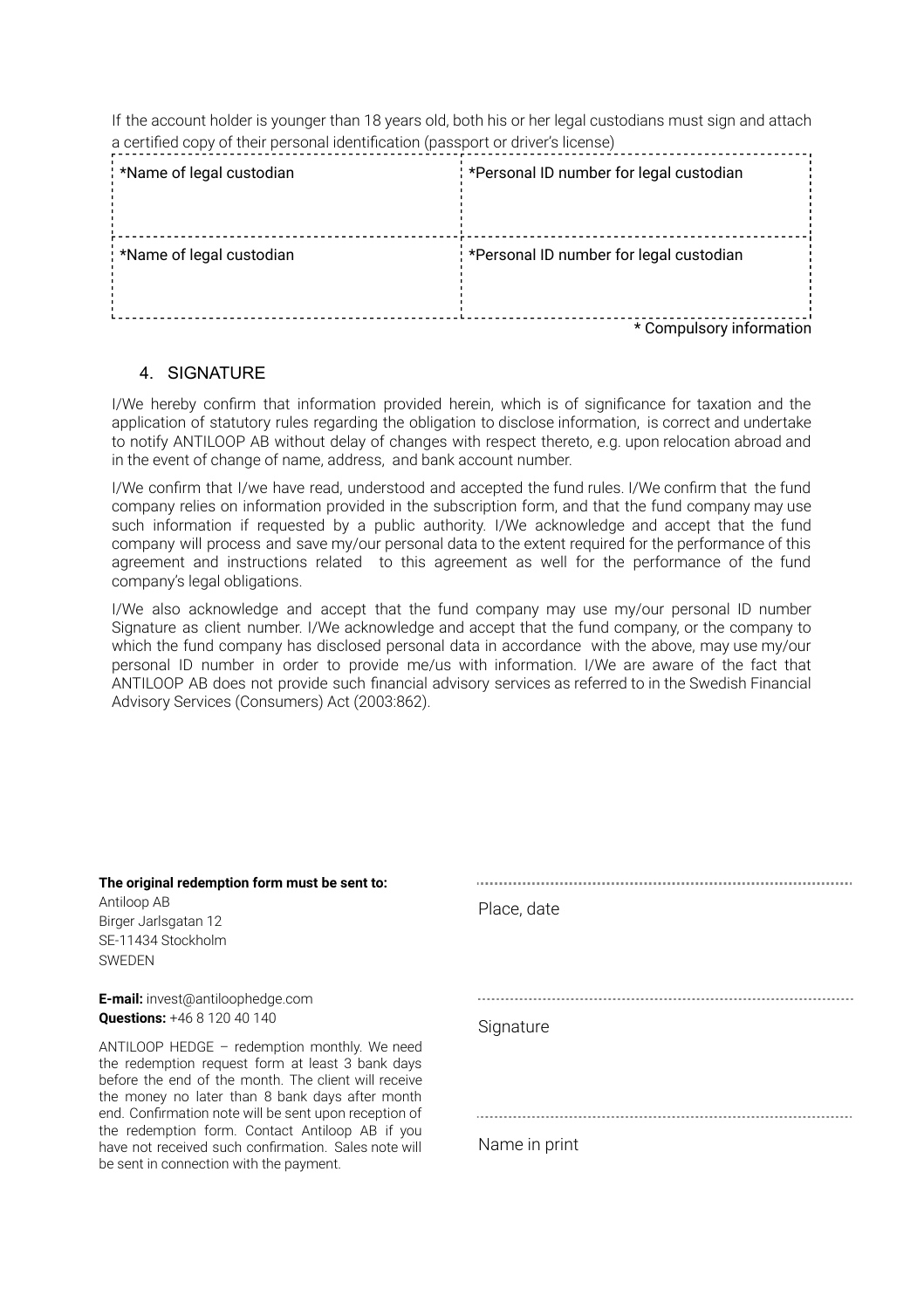If the account holder is younger than 18 years old, both his or her legal custodians must sign and attach a certified copy of their personal identification (passport or driver's license)

| | |
|---|---|
| *Name of legal custodian | *Personal ID number for legal custodian |
| *Name of legal custodian | *Personal ID number for legal custodian |

\* Compulsory information

## 4. SIGNATURE

I/We hereby confirm that information provided herein, which is of significance for taxation and the application of statutory rules regarding the obligation to disclose information, is correct and undertake to notify ANTILOOP AB without delay of changes with respect thereto, e.g. upon relocation abroad and in the event of change of name, address, and bank account number.

I/We confirm that I/we have read, understood and accepted the fund rules. I/We confirm that the fund company relies on information provided in the subscription form, and that the fund company may use such information if requested by a public authority. I/We acknowledge and accept that the fund company will process and save my/our personal data to the extent required for the performance of this agreement and instructions related to this agreement as well for the performance of the fund company's legal obligations.

I/We also acknowledge and accept that the fund company may use my/our personal ID number Signature as client number. I/We acknowledge and accept that the fund company, or the company to which the fund company has disclosed personal data in accordance with the above, may use my/our personal ID number in order to provide me/us with information. I/We are aware of the fact that ANTILOOP AB does not provide such financial advisory services as referred to in the Swedish Financial Advisory Services (Consumers) Act (2003:862).

**The original redemption form must be sent to:**
Antiloop AB
Birger Jarlsgatan 12
SE-11434 Stockholm
SWEDEN

**E-mail:** invest@antiloophedge.com
**Questions:** +46 8 120 40 140

ANTILOOP HEDGE – redemption monthly. We need the redemption request form at least 3 bank days before the end of the month. The client will receive the money no later than 8 bank days after month end. Confirmation note will be sent upon reception of the redemption form. Contact Antiloop AB if you have not received such confirmation. Sales note will be sent in connection with the payment.

Place, date

Signature

Name in print